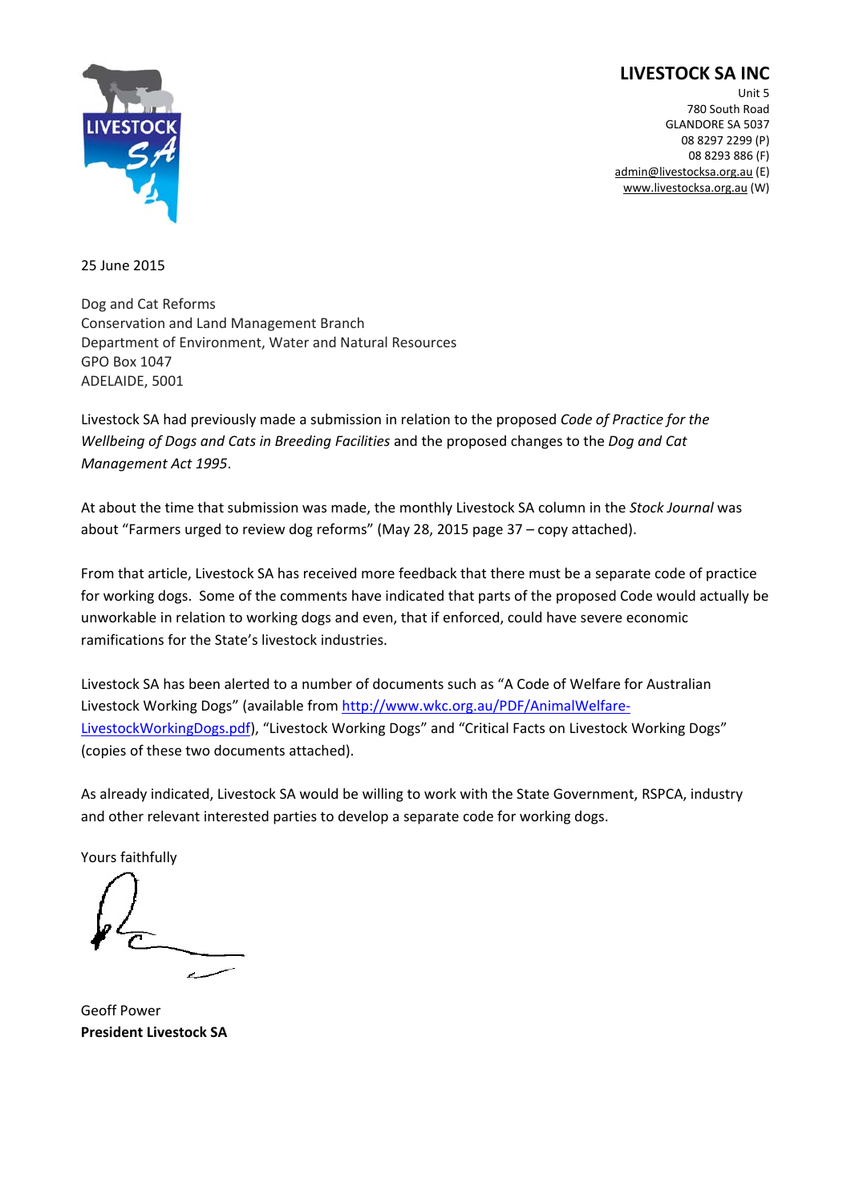**LIVESTOCK SA INC**

Unit 5
780 South Road
GLANDORE SA 5037
08 8297 2299 (P)
08 8293 886 (F)
admin@livestocksa.org.au (E)
www.livestocksa.org.au (W)

25 June 2015

Dog and Cat Reforms
Conservation and Land Management Branch
Department of Environment, Water and Natural Resources
GPO Box 1047
ADELAIDE, 5001

Livestock SA had previously made a submission in relation to the proposed *Code of Practice for the Wellbeing of Dogs and Cats in Breeding Facilities* and the proposed changes to the *Dog and Cat Management Act 1995*.

At about the time that submission was made, the monthly Livestock SA column in the *Stock Journal* was about "Farmers urged to review dog reforms" (May 28, 2015 page 37 – copy attached).

From that article, Livestock SA has received more feedback that there must be a separate code of practice for working dogs. Some of the comments have indicated that parts of the proposed Code would actually be unworkable in relation to working dogs and even, that if enforced, could have severe economic ramifications for the State's livestock industries.

Livestock SA has been alerted to a number of documents such as "A Code of Welfare for Australian Livestock Working Dogs" (available from http://www.wkc.org.au/PDF/AnimalWelfare-LivestockWorkingDogs.pdf), "Livestock Working Dogs" and "Critical Facts on Livestock Working Dogs" (copies of these two documents attached).

As already indicated, Livestock SA would be willing to work with the State Government, RSPCA, industry and other relevant interested parties to develop a separate code for working dogs.

Yours faithfully

Geoff Power
**President Livestock SA**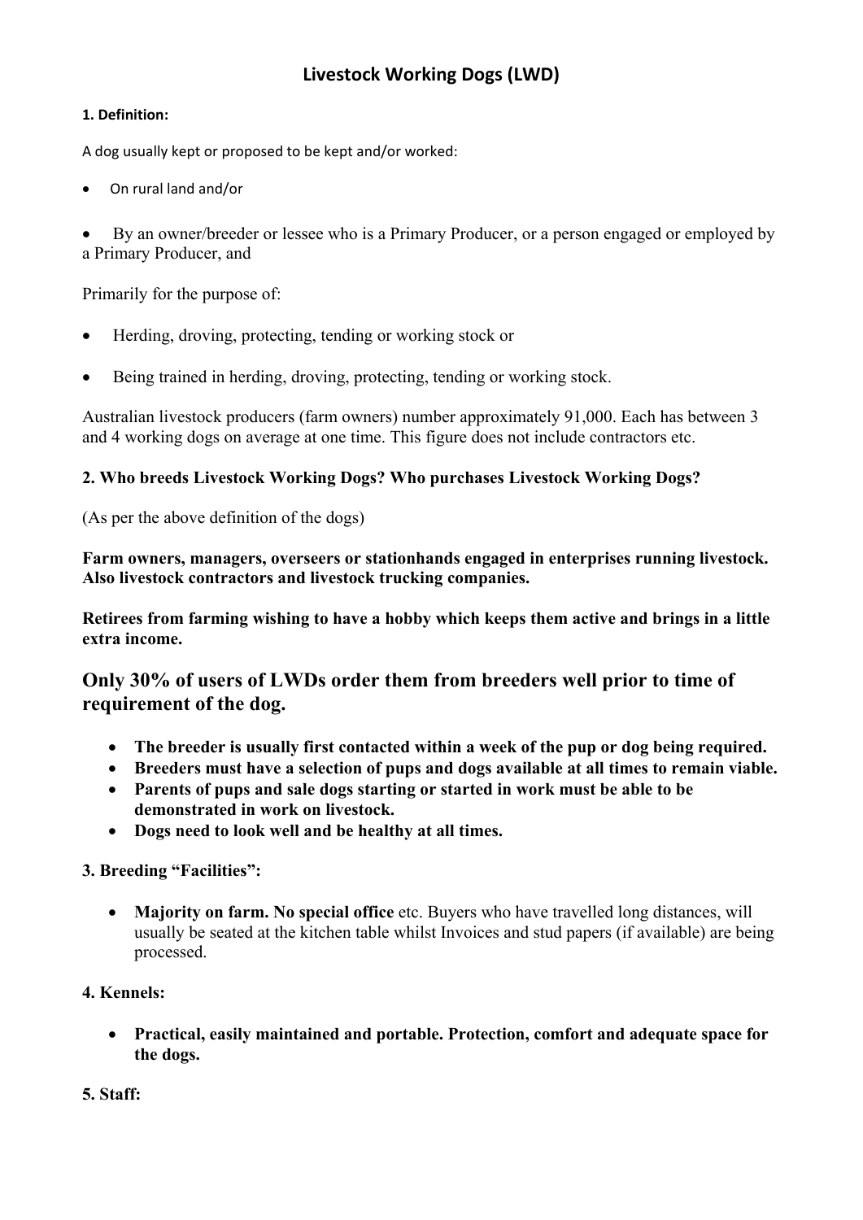# Livestock Working Dogs (LWD)

**1. Definition:**

A dog usually kept or proposed to be kept and/or worked:

- On rural land and/or
- By an owner/breeder or lessee who is a Primary Producer, or a person engaged or employed by a Primary Producer, and

Primarily for the purpose of:

- Herding, droving, protecting, tending or working stock or
- Being trained in herding, droving, protecting, tending or working stock.

Australian livestock producers (farm owners) number approximately 91,000. Each has between 3 and 4 working dogs on average at one time. This figure does not include contractors etc.

**2. Who breeds Livestock Working Dogs? Who purchases Livestock Working Dogs?**

(As per the above definition of the dogs)

**Farm owners, managers, overseers or stationhands engaged in enterprises running livestock. Also livestock contractors and livestock trucking companies.**

**Retirees from farming wishing to have a hobby which keeps them active and brings in a little extra income.**

## Only 30% of users of LWDs order them from breeders well prior to time of requirement of the dog.

- **The breeder is usually first contacted within a week of the pup or dog being required.**
- **Breeders must have a selection of pups and dogs available at all times to remain viable.**
- **Parents of pups and sale dogs starting or started in work must be able to be demonstrated in work on livestock.**
- **Dogs need to look well and be healthy at all times.**

**3. Breeding "Facilities":**

- **Majority on farm. No special office** etc. Buyers who have travelled long distances, will usually be seated at the kitchen table whilst Invoices and stud papers (if available) are being processed.

**4. Kennels:**

- **Practical, easily maintained and portable. Protection, comfort and adequate space for the dogs.**

**5. Staff:**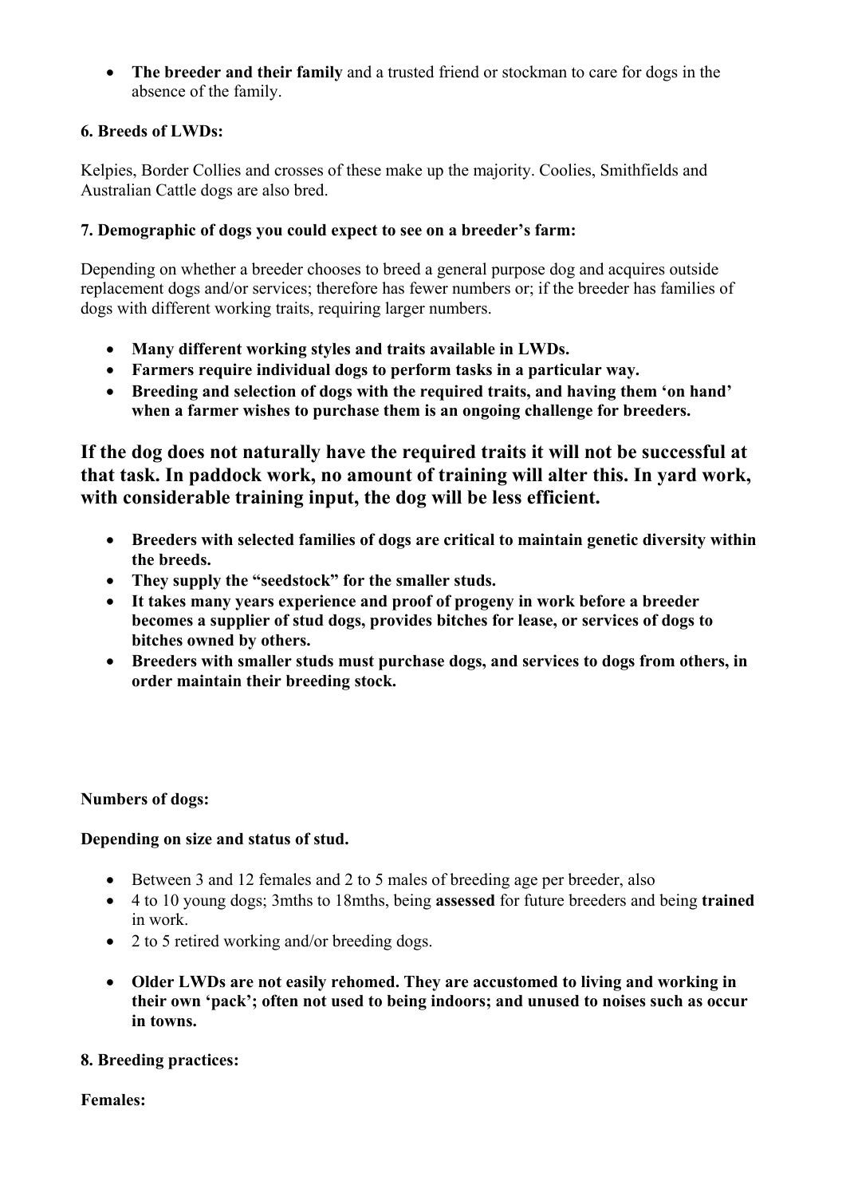- **The breeder and their family** and a trusted friend or stockman to care for dogs in the absence of the family.

**6. Breeds of LWDs:**

Kelpies, Border Collies and crosses of these make up the majority. Coolies, Smithfields and Australian Cattle dogs are also bred.

**7. Demographic of dogs you could expect to see on a breeder's farm:**

Depending on whether a breeder chooses to breed a general purpose dog and acquires outside replacement dogs and/or services; therefore has fewer numbers or; if the breeder has families of dogs with different working traits, requiring larger numbers.

- **Many different working styles and traits available in LWDs.**
- **Farmers require individual dogs to perform tasks in a particular way.**
- **Breeding and selection of dogs with the required traits, and having them 'on hand' when a farmer wishes to purchase them is an ongoing challenge for breeders.**

**If the dog does not naturally have the required traits it will not be successful at that task. In paddock work, no amount of training will alter this. In yard work, with considerable training input, the dog will be less efficient.**

- **Breeders with selected families of dogs are critical to maintain genetic diversity within the breeds.**
- **They supply the "seedstock" for the smaller studs.**
- **It takes many years experience and proof of progeny in work before a breeder becomes a supplier of stud dogs, provides bitches for lease, or services of dogs to bitches owned by others.**
- **Breeders with smaller studs must purchase dogs, and services to dogs from others, in order maintain their breeding stock.**

**Numbers of dogs:**

**Depending on size and status of stud.**

- Between 3 and 12 females and 2 to 5 males of breeding age per breeder, also
- 4 to 10 young dogs; 3mths to 18mths, being **assessed** for future breeders and being **trained** in work.
- 2 to 5 retired working and/or breeding dogs.

- **Older LWDs are not easily rehomed. They are accustomed to living and working in their own 'pack'; often not used to being indoors; and unused to noises such as occur in towns.**

**8. Breeding practices:**

**Females:**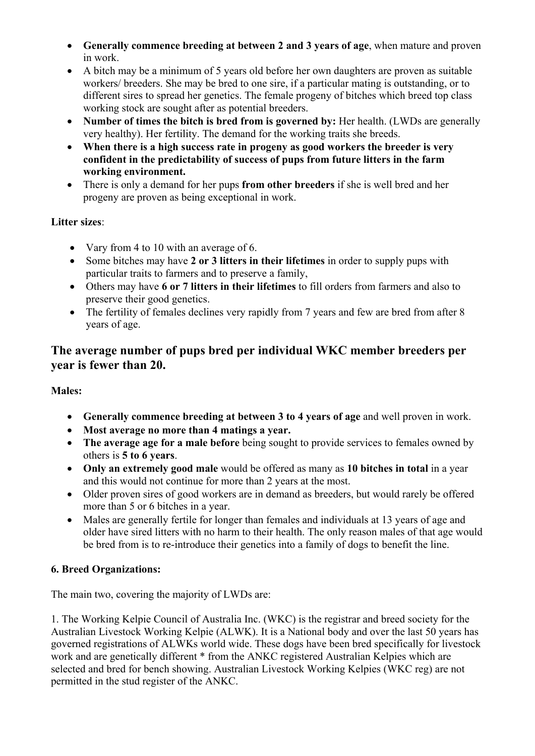- **Generally commence breeding at between 2 and 3 years of age**, when mature and proven in work.
- A bitch may be a minimum of 5 years old before her own daughters are proven as suitable workers/ breeders. She may be bred to one sire, if a particular mating is outstanding, or to different sires to spread her genetics. The female progeny of bitches which breed top class working stock are sought after as potential breeders.
- **Number of times the bitch is bred from is governed by:** Her health. (LWDs are generally very healthy). Her fertility. The demand for the working traits she breeds.
- **When there is a high success rate in progeny as good workers the breeder is very confident in the predictability of success of pups from future litters in the farm working environment.**
- There is only a demand for her pups **from other breeders** if she is well bred and her progeny are proven as being exceptional in work.

**Litter sizes**:

- Vary from 4 to 10 with an average of 6.
- Some bitches may have **2 or 3 litters in their lifetimes** in order to supply pups with particular traits to farmers and to preserve a family,
- Others may have **6 or 7 litters in their lifetimes** to fill orders from farmers and also to preserve their good genetics.
- The fertility of females declines very rapidly from 7 years and few are bred from after 8 years of age.

## The average number of pups bred per individual WKC member breeders per year is fewer than 20.

**Males:**

- **Generally commence breeding at between 3 to 4 years of age** and well proven in work.
- **Most average no more than 4 matings a year.**
- **The average age for a male before** being sought to provide services to females owned by others is **5 to 6 years**.
- **Only an extremely good male** would be offered as many as **10 bitches in total** in a year and this would not continue for more than 2 years at the most.
- Older proven sires of good workers are in demand as breeders, but would rarely be offered more than 5 or 6 bitches in a year.
- Males are generally fertile for longer than females and individuals at 13 years of age and older have sired litters with no harm to their health. The only reason males of that age would be bred from is to re-introduce their genetics into a family of dogs to benefit the line.

**6. Breed Organizations:**

The main two, covering the majority of LWDs are:

1. The Working Kelpie Council of Australia Inc. (WKC) is the registrar and breed society for the Australian Livestock Working Kelpie (ALWK). It is a National body and over the last 50 years has governed registrations of ALWKs world wide. These dogs have been bred specifically for livestock work and are genetically different * from the ANKC registered Australian Kelpies which are selected and bred for bench showing. Australian Livestock Working Kelpies (WKC reg) are not permitted in the stud register of the ANKC.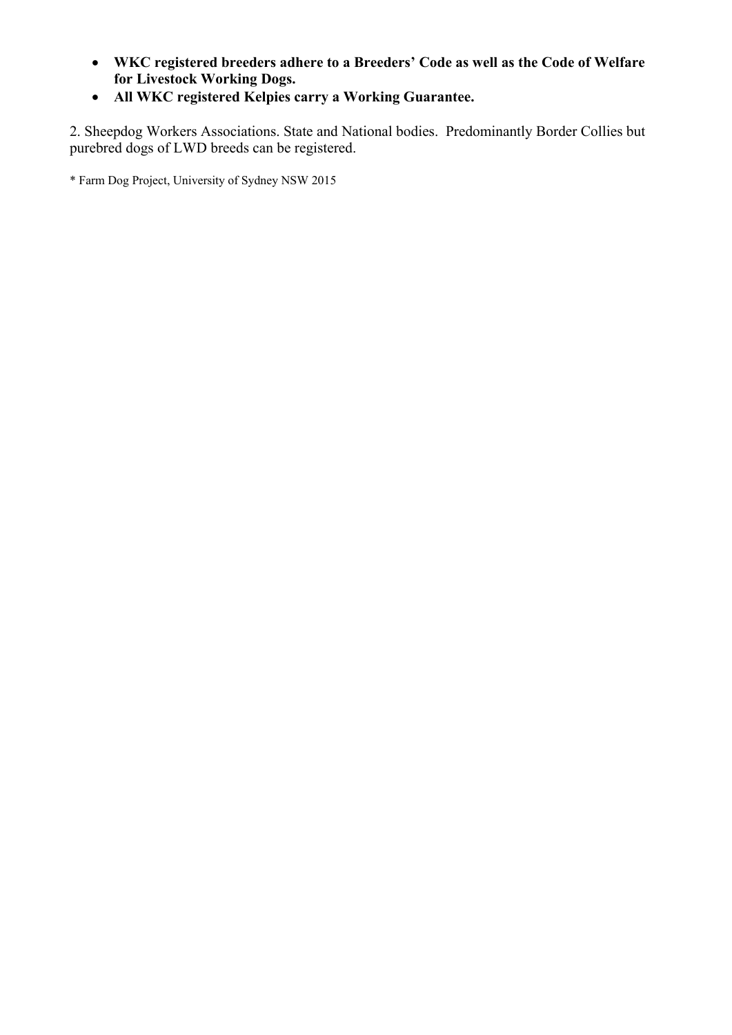- **WKC registered breeders adhere to a Breeders' Code as well as the Code of Welfare for Livestock Working Dogs.**
- **All WKC registered Kelpies carry a Working Guarantee.**

2. Sheepdog Workers Associations. State and National bodies. Predominantly Border Collies but purebred dogs of LWD breeds can be registered.

* Farm Dog Project, University of Sydney NSW 2015